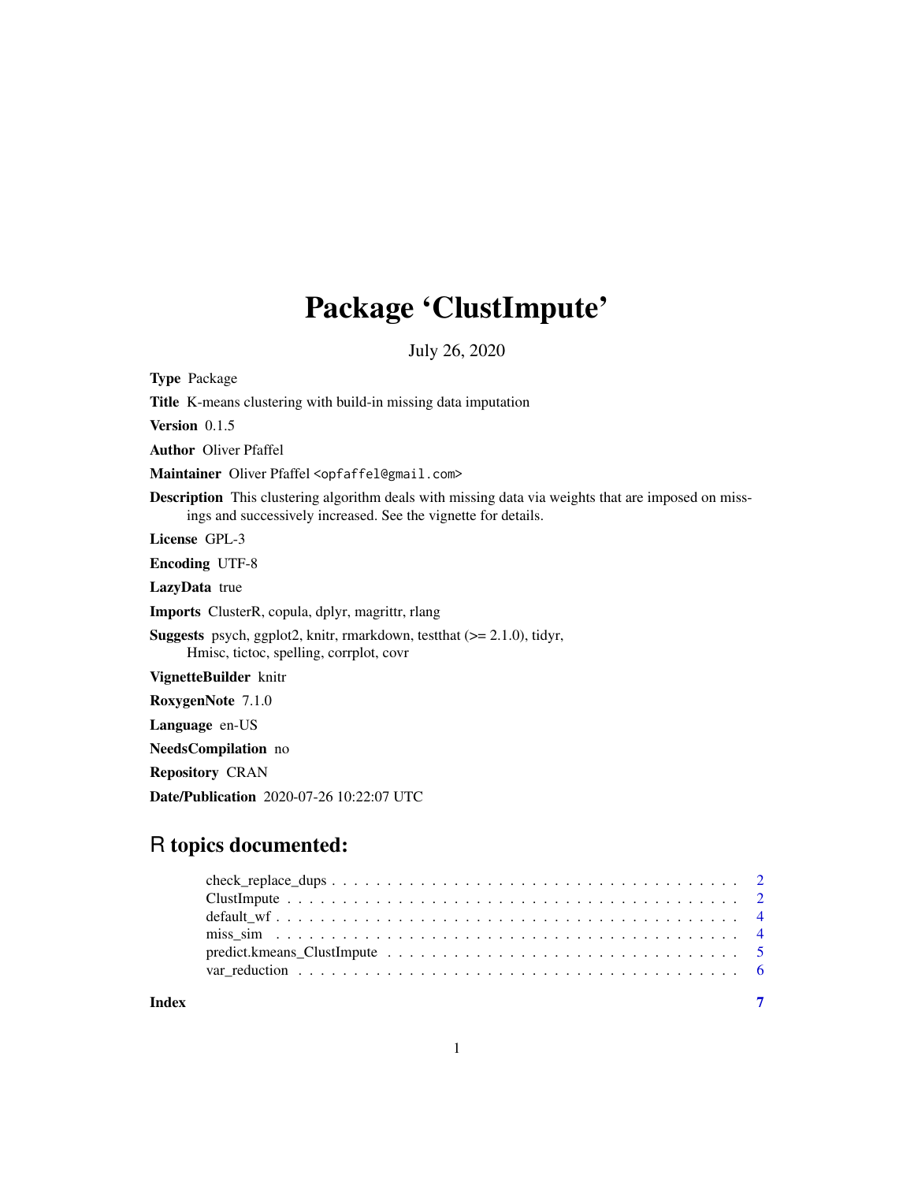# Package 'ClustImpute'

July 26, 2020

**Type** Package

**Title** K-means clustering with build-in missing data imputation

**Version** 0.1.5

**Author** Oliver Pfaffel

**Maintainer** Oliver Pfaffel <opfaffel@gmail.com>

**Description** This clustering algorithm deals with missing data via weights that are imposed on missings and successively increased. See the vignette for details.

**License** GPL-3

**Encoding** UTF-8

**LazyData** true

**Imports** ClusterR, copula, dplyr, magrittr, rlang

**Suggests** psych, ggplot2, knitr, rmarkdown, testthat (>= 2.1.0), tidyr, Hmisc, tictoc, spelling, corrplot, covr

**VignetteBuilder** knitr

**RoxygenNote** 7.1.0

**Language** en-US

**NeedsCompilation** no

**Repository** CRAN

**Date/Publication** 2020-07-26 10:22:07 UTC

## R topics documented:

- check_replace_dups . . . . . . . . . . . . . . . . . . . . . . . . . . . . . . . . . . . . . . 2
- ClustImpute . . . . . . . . . . . . . . . . . . . . . . . . . . . . . . . . . . . . . . . . . . 2
- default_wf . . . . . . . . . . . . . . . . . . . . . . . . . . . . . . . . . . . . . . . . . . . 4
- miss_sim . . . . . . . . . . . . . . . . . . . . . . . . . . . . . . . . . . . . . . . . . . . . 4
- predict.kmeans_ClustImpute . . . . . . . . . . . . . . . . . . . . . . . . . . . . . . . . . 5
- var_reduction . . . . . . . . . . . . . . . . . . . . . . . . . . . . . . . . . . . . . . . . . 6

**Index** 7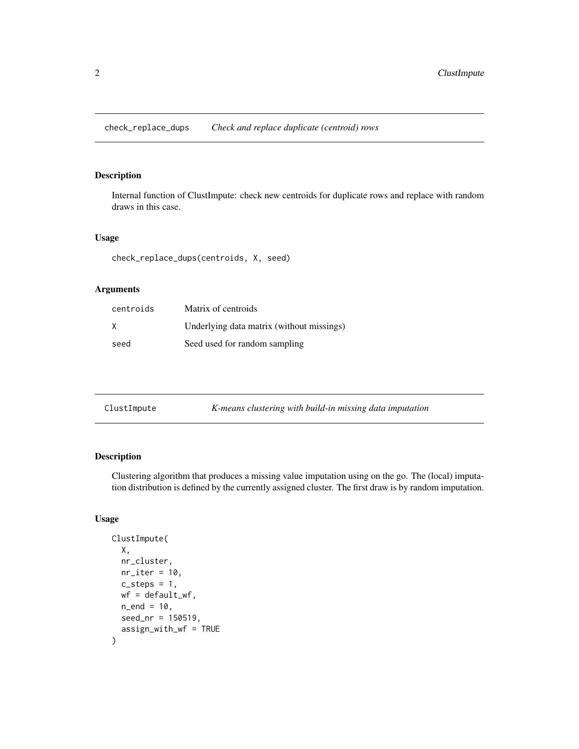## check_replace_dups — *Check and replace duplicate (centroid) rows*

### Description

Internal function of ClustImpute: check new centroids for duplicate rows and replace with random draws in this case.

### Usage

```
check_replace_dups(centroids, X, seed)
```

### Arguments

| | |
|---|---|
| centroids | Matrix of centroids |
| X | Underlying data matrix (without missings) |
| seed | Seed used for random sampling |

## ClustImpute — *K-means clustering with build-in missing data imputation*

### Description

Clustering algorithm that produces a missing value imputation using on the go. The (local) imputation distribution is defined by the currently assigned cluster. The first draw is by random imputation.

### Usage

```
ClustImpute(
  X,
  nr_cluster,
  nr_iter = 10,
  c_steps = 1,
  wf = default_wf,
  n_end = 10,
  seed_nr = 150519,
  assign_with_wf = TRUE
)
```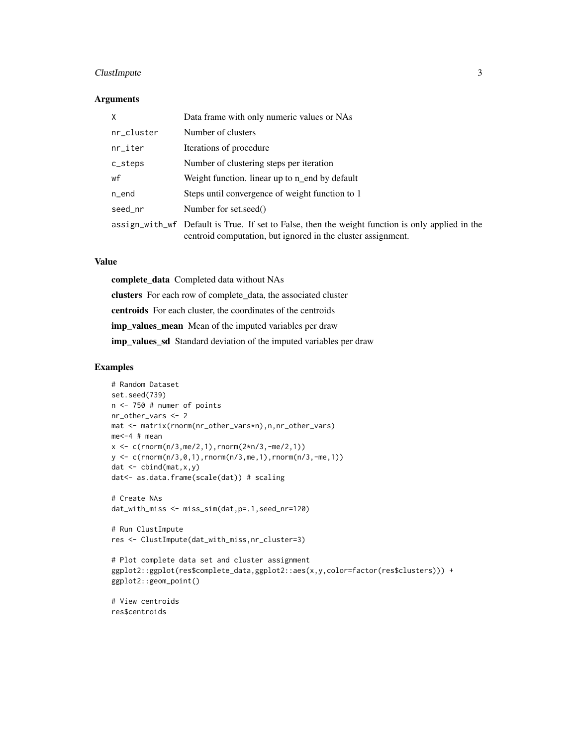## Arguments

| | |
|---|---|
| X | Data frame with only numeric values or NAs |
| nr_cluster | Number of clusters |
| nr_iter | Iterations of procedure |
| c_steps | Number of clustering steps per iteration |
| wf | Weight function. linear up to n_end by default |
| n_end | Steps until convergence of weight function to 1 |
| seed_nr | Number for set.seed() |
| assign_with_wf | Default is True. If set to False, then the weight function is only applied in the centroid computation, but ignored in the cluster assignment. |

## Value

**complete_data** Completed data without NAs

**clusters** For each row of complete_data, the associated cluster

**centroids** For each cluster, the coordinates of the centroids

**imp_values_mean** Mean of the imputed variables per draw

**imp_values_sd** Standard deviation of the imputed variables per draw

## Examples

```
# Random Dataset
set.seed(739)
n <- 750 # numer of points
nr_other_vars <- 2
mat <- matrix(rnorm(nr_other_vars*n),n,nr_other_vars)
me<-4 # mean
x <- c(rnorm(n/3,me/2,1),rnorm(2*n/3,-me/2,1))
y <- c(rnorm(n/3,0,1),rnorm(n/3,me,1),rnorm(n/3,-me,1))
dat <- cbind(mat,x,y)
dat<- as.data.frame(scale(dat)) # scaling

# Create NAs
dat_with_miss <- miss_sim(dat,p=.1,seed_nr=120)

# Run ClustImpute
res <- ClustImpute(dat_with_miss,nr_cluster=3)

# Plot complete data set and cluster assignment
ggplot2::ggplot(res$complete_data,ggplot2::aes(x,y,color=factor(res$clusters))) +
ggplot2::geom_point()

# View centroids
res$centroids
```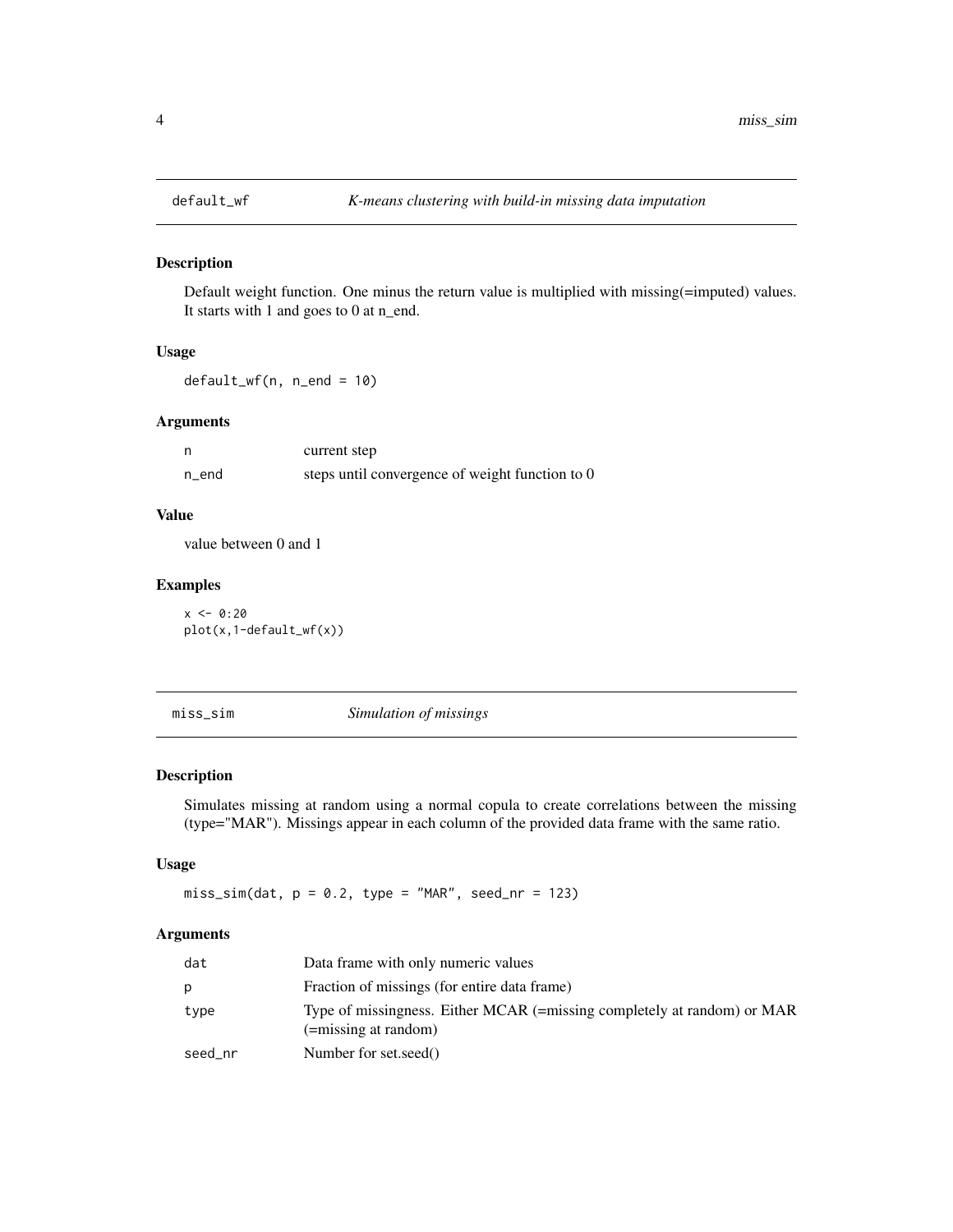## default_wf — *K-means clustering with build-in missing data imputation*

### Description

Default weight function. One minus the return value is multiplied with missing(=imputed) values. It starts with 1 and goes to 0 at n_end.

### Usage

```
default_wf(n, n_end = 10)
```

### Arguments

| | |
|---|---|
| n | current step |
| n_end | steps until convergence of weight function to 0 |

### Value

value between 0 and 1

### Examples

```
x <- 0:20
plot(x,1-default_wf(x))
```

## miss_sim — *Simulation of missings*

### Description

Simulates missing at random using a normal copula to create correlations between the missing (type="MAR"). Missings appear in each column of the provided data frame with the same ratio.

### Usage

```
miss_sim(dat, p = 0.2, type = "MAR", seed_nr = 123)
```

### Arguments

| | |
|---|---|
| dat | Data frame with only numeric values |
| p | Fraction of missings (for entire data frame) |
| type | Type of missingness. Either MCAR (=missing completely at random) or MAR (=missing at random) |
| seed_nr | Number for set.seed() |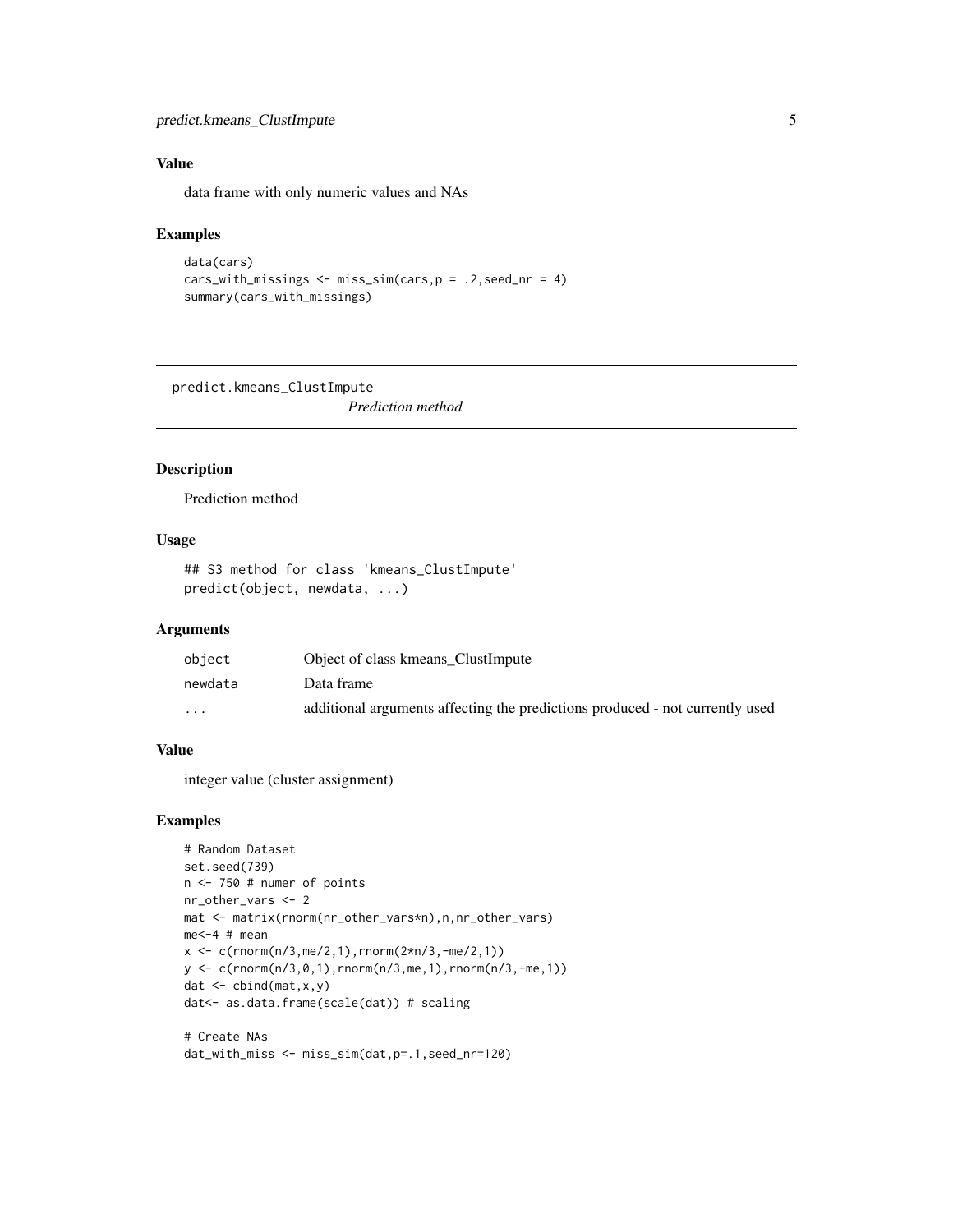## Value

data frame with only numeric values and NAs

## Examples

```
data(cars)
cars_with_missings <- miss_sim(cars,p = .2,seed_nr = 4)
summary(cars_with_missings)
```

---

# predict.kmeans_ClustImpute

*Prediction method*

## Description

Prediction method

## Usage

```
## S3 method for class 'kmeans_ClustImpute'
predict(object, newdata, ...)
```

## Arguments

| | |
|---|---|
| object | Object of class kmeans_ClustImpute |
| newdata | Data frame |
| ... | additional arguments affecting the predictions produced - not currently used |

## Value

integer value (cluster assignment)

## Examples

```
# Random Dataset
set.seed(739)
n <- 750 # numer of points
nr_other_vars <- 2
mat <- matrix(rnorm(nr_other_vars*n),n,nr_other_vars)
me<-4 # mean
x <- c(rnorm(n/3,me/2,1),rnorm(2*n/3,-me/2,1))
y <- c(rnorm(n/3,0,1),rnorm(n/3,me,1),rnorm(n/3,-me,1))
dat <- cbind(mat,x,y)
dat<- as.data.frame(scale(dat)) # scaling

# Create NAs
dat_with_miss <- miss_sim(dat,p=.1,seed_nr=120)
```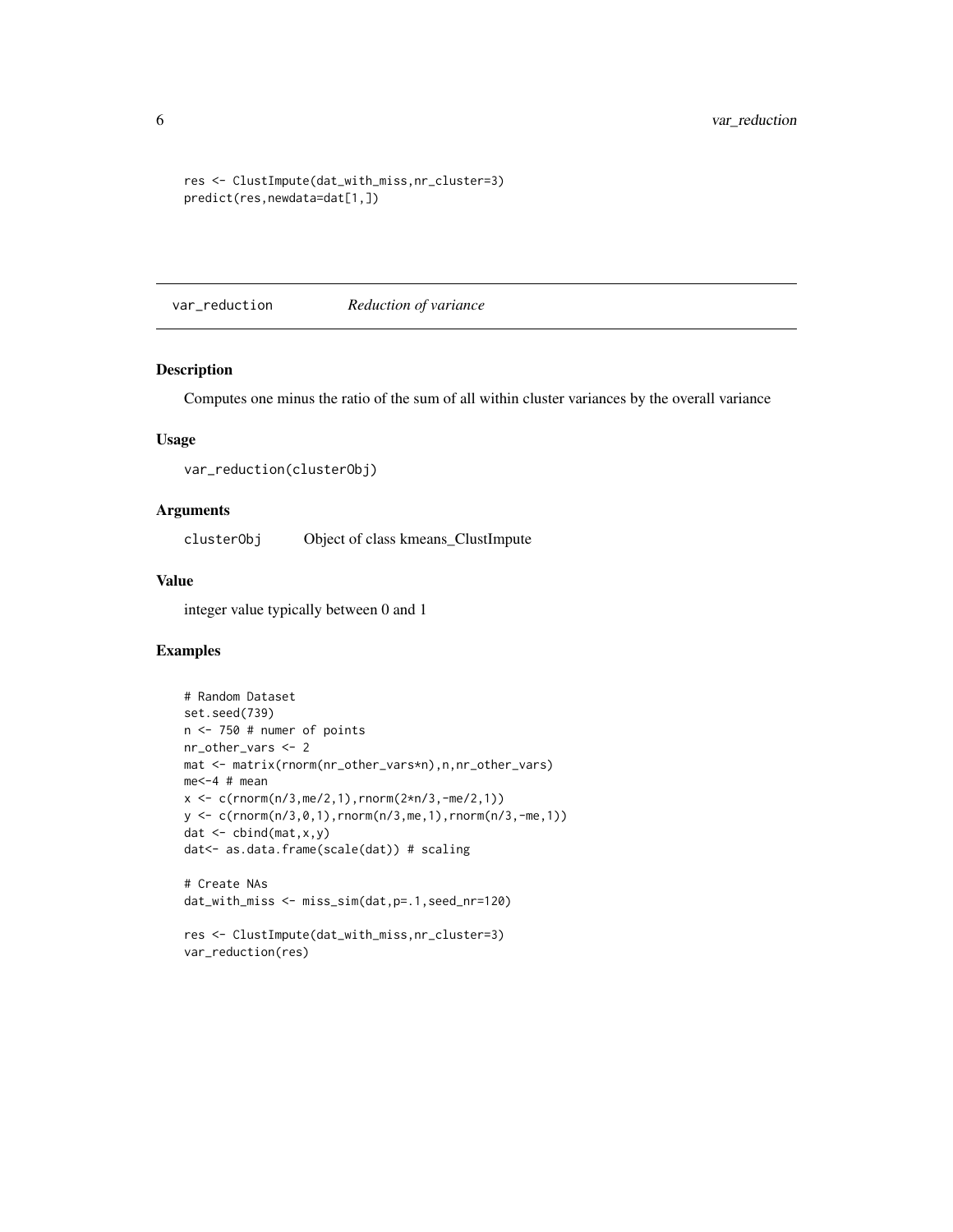```r
res <- ClustImpute(dat_with_miss,nr_cluster=3)
predict(res,newdata=dat[1,])
```

## var_reduction *Reduction of variance*

### Description

Computes one minus the ratio of the sum of all within cluster variances by the overall variance

### Usage

```r
var_reduction(clusterObj)
```

### Arguments

| | |
|---|---|
| clusterObj | Object of class kmeans_ClustImpute |

### Value

integer value typically between 0 and 1

### Examples

```r
# Random Dataset
set.seed(739)
n <- 750 # numer of points
nr_other_vars <- 2
mat <- matrix(rnorm(nr_other_vars*n),n,nr_other_vars)
me<-4 # mean
x <- c(rnorm(n/3,me/2,1),rnorm(2*n/3,-me/2,1))
y <- c(rnorm(n/3,0,1),rnorm(n/3,me,1),rnorm(n/3,-me,1))
dat <- cbind(mat,x,y)
dat<- as.data.frame(scale(dat)) # scaling

# Create NAs
dat_with_miss <- miss_sim(dat,p=.1,seed_nr=120)

res <- ClustImpute(dat_with_miss,nr_cluster=3)
var_reduction(res)
```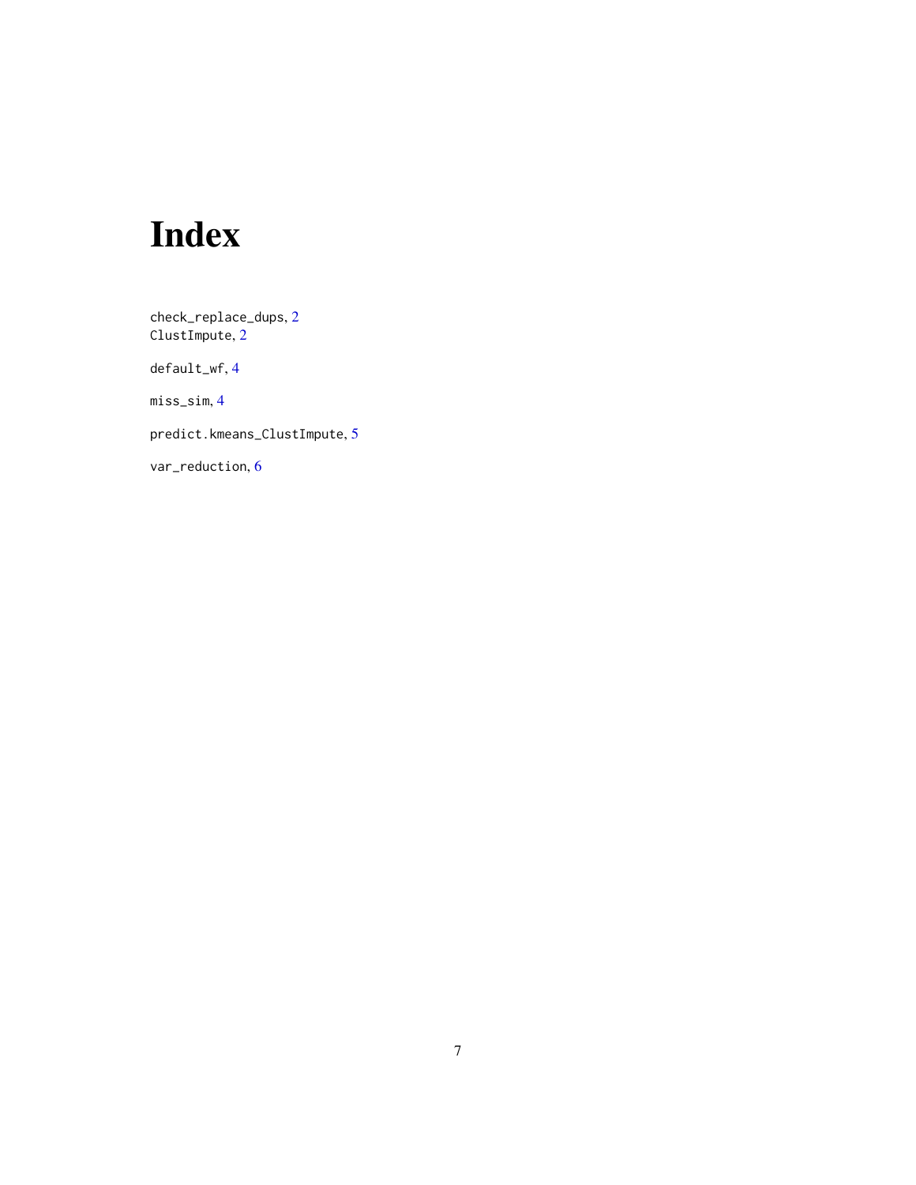# Index

check_replace_dups, 2
ClustImpute, 2

default_wf, 4

miss_sim, 4

predict.kmeans_ClustImpute, 5

var_reduction, 6